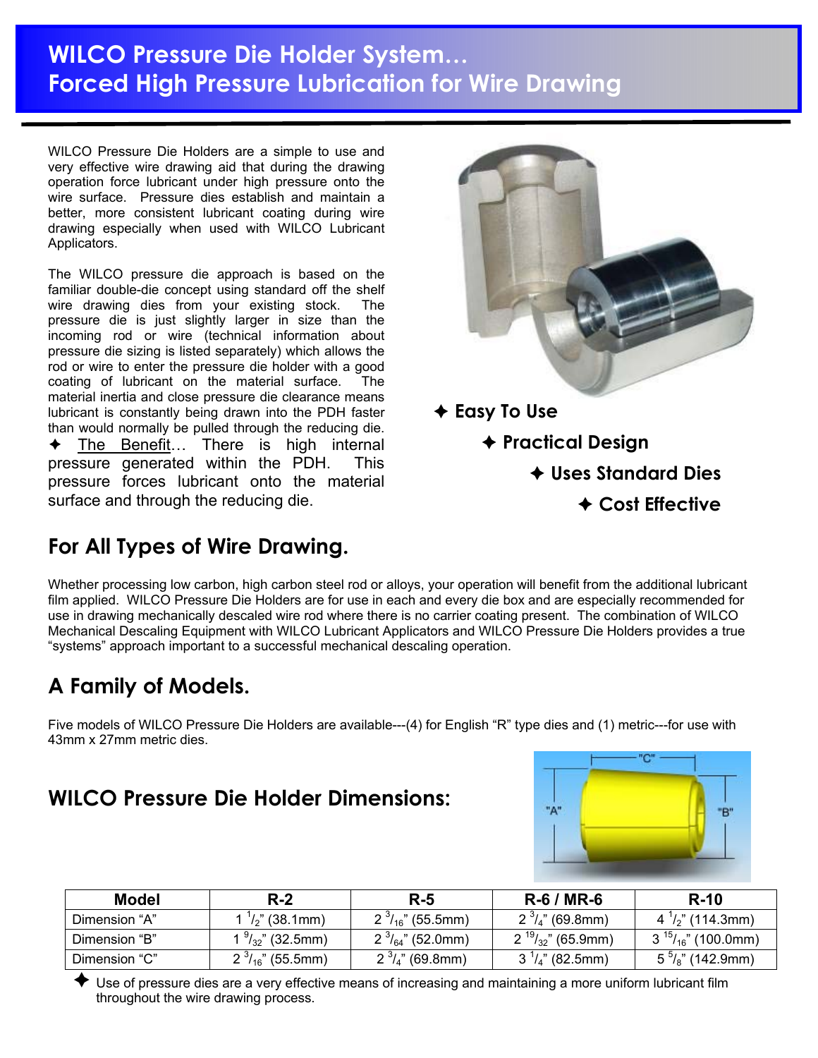# WILCO Pressure Die Holder System…
# Forced High Pressure Lubrication for Wire Drawing

WILCO Pressure Die Holders are a simple to use and very effective wire drawing aid that during the drawing operation force lubricant under high pressure onto the wire surface. Pressure dies establish and maintain a better, more consistent lubricant coating during wire drawing especially when used with WILCO Lubricant Applicators.

The WILCO pressure die approach is based on the familiar double-die concept using standard off the shelf wire drawing dies from your existing stock. The pressure die is just slightly larger in size than the incoming rod or wire (technical information about pressure die sizing is listed separately) which allows the rod or wire to enter the pressure die holder with a good coating of lubricant on the material surface. The material inertia and close pressure die clearance means lubricant is constantly being drawn into the PDH faster than would normally be pulled through the reducing die.

✦ The Benefit… There is high internal pressure generated within the PDH. This pressure forces lubricant onto the material surface and through the reducing die.

✦ **Easy To Use**

✦ **Practical Design**

✦ **Uses Standard Dies**

✦ **Cost Effective**

## For All Types of Wire Drawing.

Whether processing low carbon, high carbon steel rod or alloys, your operation will benefit from the additional lubricant film applied. WILCO Pressure Die Holders are for use in each and every die box and are especially recommended for use in drawing mechanically descaled wire rod where there is no carrier coating present. The combination of WILCO Mechanical Descaling Equipment with WILCO Lubricant Applicators and WILCO Pressure Die Holders provides a true "systems" approach important to a successful mechanical descaling operation.

## A Family of Models.

Five models of WILCO Pressure Die Holders are available---(4) for English "R" type dies and (1) metric---for use with 43mm x 27mm metric dies.

## WILCO Pressure Die Holder Dimensions:

| Model | R-2 | R-5 | R-6 / MR-6 | R-10 |
|---|---|---|---|---|
| Dimension "A" | 1 1/2" (38.1mm) | 2 3/16" (55.5mm) | 2 3/4" (69.8mm) | 4 1/2" (114.3mm) |
| Dimension "B" | 1 9/32" (32.5mm) | 2 3/64" (52.0mm) | 2 19/32" (65.9mm) | 3 15/16" (100.0mm) |
| Dimension "C" | 2 3/16" (55.5mm) | 2 3/4" (69.8mm) | 3 1/4" (82.5mm) | 5 5/8" (142.9mm) |

✦ Use of pressure dies are a very effective means of increasing and maintaining a more uniform lubricant film throughout the wire drawing process.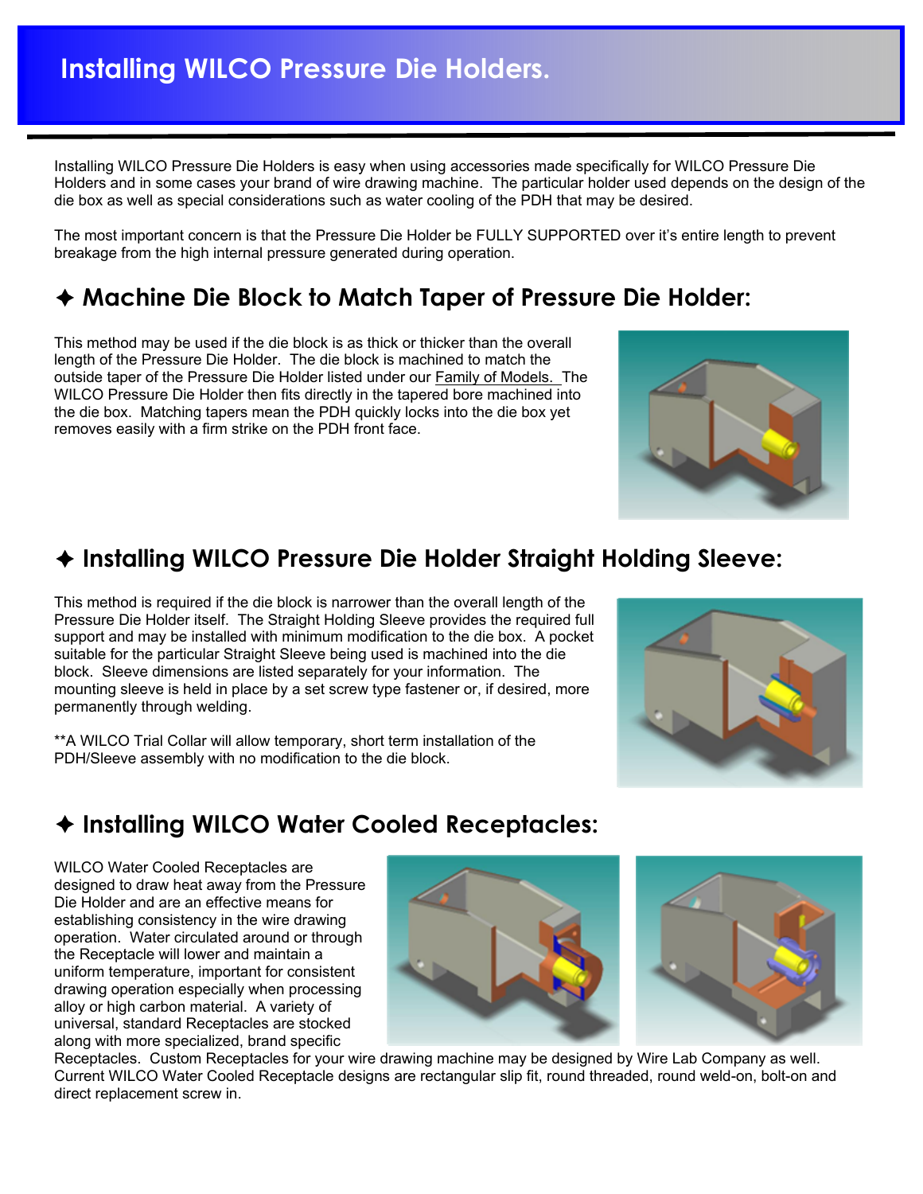# Installing WILCO Pressure Die Holders.

Installing WILCO Pressure Die Holders is easy when using accessories made specifically for WILCO Pressure Die Holders and in some cases your brand of wire drawing machine. The particular holder used depends on the design of the die box as well as special considerations such as water cooling of the PDH that may be desired.

The most important concern is that the Pressure Die Holder be FULLY SUPPORTED over it's entire length to prevent breakage from the high internal pressure generated during operation.

## ✦ Machine Die Block to Match Taper of Pressure Die Holder:

This method may be used if the die block is as thick or thicker than the overall length of the Pressure Die Holder. The die block is machined to match the outside taper of the Pressure Die Holder listed under our Family of Models. The WILCO Pressure Die Holder then fits directly in the tapered bore machined into the die box. Matching tapers mean the PDH quickly locks into the die box yet removes easily with a firm strike on the PDH front face.

## ✦ Installing WILCO Pressure Die Holder Straight Holding Sleeve:

This method is required if the die block is narrower than the overall length of the Pressure Die Holder itself. The Straight Holding Sleeve provides the required full support and may be installed with minimum modification to the die box. A pocket suitable for the particular Straight Sleeve being used is machined into the die block. Sleeve dimensions are listed separately for your information. The mounting sleeve is held in place by a set screw type fastener or, if desired, more permanently through welding.

**A WILCO Trial Collar will allow temporary, short term installation of the PDH/Sleeve assembly with no modification to the die block.

## ✦ Installing WILCO Water Cooled Receptacles:

WILCO Water Cooled Receptacles are designed to draw heat away from the Pressure Die Holder and are an effective means for establishing consistency in the wire drawing operation. Water circulated around or through the Receptacle will lower and maintain a uniform temperature, important for consistent drawing operation especially when processing alloy or high carbon material. A variety of universal, standard Receptacles are stocked along with more specialized, brand specific Receptacles. Custom Receptacles for your wire drawing machine may be designed by Wire Lab Company as well. Current WILCO Water Cooled Receptacle designs are rectangular slip fit, round threaded, round weld-on, bolt-on and direct replacement screw in.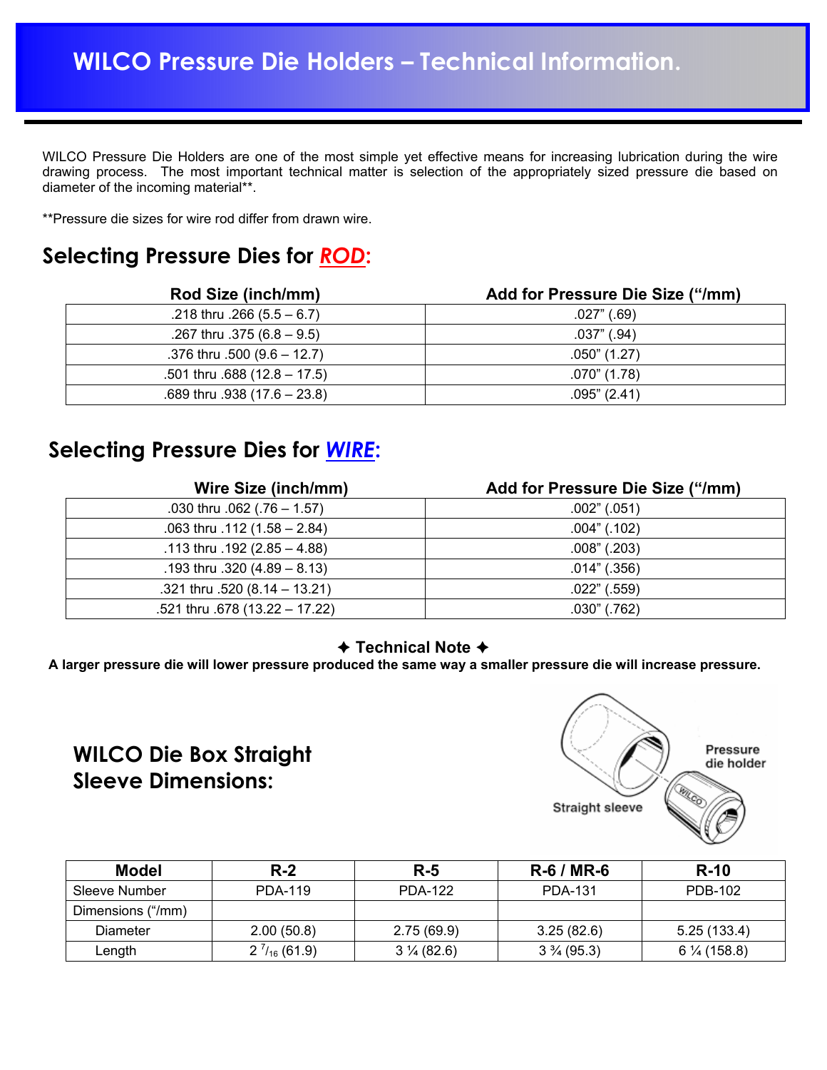# WILCO Pressure Die Holders – Technical Information.

WILCO Pressure Die Holders are one of the most simple yet effective means for increasing lubrication during the wire drawing process. The most important technical matter is selection of the appropriately sized pressure die based on diameter of the incoming material**.

**Pressure die sizes for wire rod differ from drawn wire.

## Selecting Pressure Dies for *ROD*:

| Rod Size (inch/mm) | Add for Pressure Die Size ("/mm) |
|---|---|
| .218 thru .266 (5.5 – 6.7) | .027" (.69) |
| .267 thru .375 (6.8 – 9.5) | .037" (.94) |
| .376 thru .500 (9.6 – 12.7) | .050" (1.27) |
| .501 thru .688 (12.8 – 17.5) | .070" (1.78) |
| .689 thru .938 (17.6 – 23.8) | .095" (2.41) |

## Selecting Pressure Dies for *WIRE*:

| Wire Size (inch/mm) | Add for Pressure Die Size ("/mm) |
|---|---|
| .030 thru .062 (.76 – 1.57) | .002" (.051) |
| .063 thru .112 (1.58 – 2.84) | .004" (.102) |
| .113 thru .192 (2.85 – 4.88) | .008" (.203) |
| .193 thru .320 (4.89 – 8.13) | .014" (.356) |
| .321 thru .520 (8.14 – 13.21) | .022" (.559) |
| .521 thru .678 (13.22 – 17.22) | .030" (.762) |

**✦ Technical Note ✦**

**A larger pressure die will lower pressure produced the same way a smaller pressure die will increase pressure.**

## WILCO Die Box Straight Sleeve Dimensions:

Pressure die holder

Straight sleeve

| Model | R-2 | R-5 | R-6 / MR-6 | R-10 |
|---|---|---|---|---|
| Sleeve Number | PDA-119 | PDA-122 | PDA-131 | PDB-102 |
| Dimensions ("/mm) | | | | |
| Diameter | 2.00 (50.8) | 2.75 (69.9) | 3.25 (82.6) | 5.25 (133.4) |
| Length | 2 $^{7}/_{16}$ (61.9) | 3 ¼ (82.6) | 3 ¾ (95.3) | 6 ¼ (158.8) |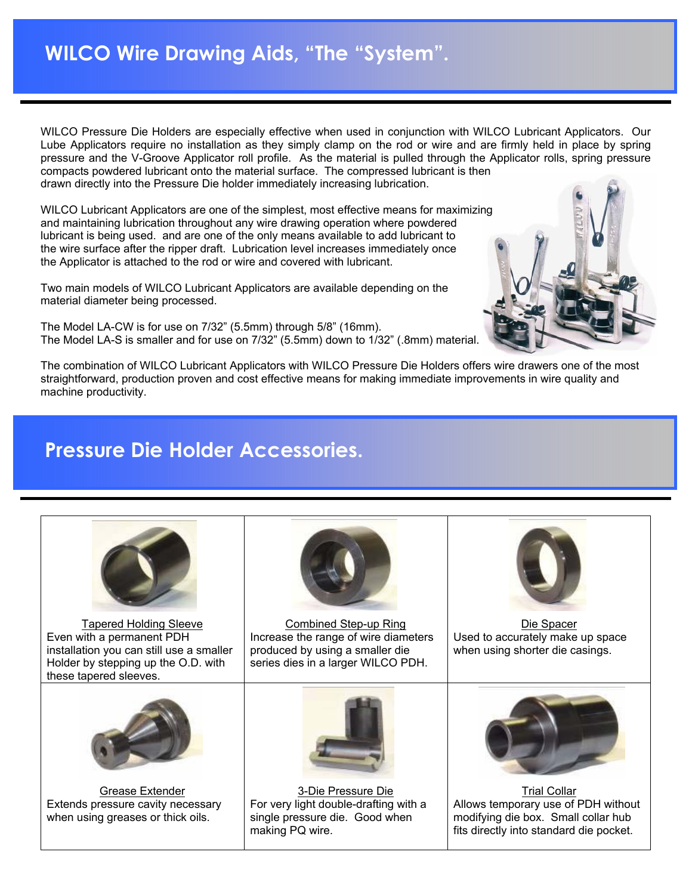## WILCO Wire Drawing Aids, "The "System".

WILCO Pressure Die Holders are especially effective when used in conjunction with WILCO Lubricant Applicators. Our Lube Applicators require no installation as they simply clamp on the rod or wire and are firmly held in place by spring pressure and the V-Groove Applicator roll profile. As the material is pulled through the Applicator rolls, spring pressure compacts powdered lubricant onto the material surface. The compressed lubricant is then drawn directly into the Pressure Die holder immediately increasing lubrication.

WILCO Lubricant Applicators are one of the simplest, most effective means for maximizing and maintaining lubrication throughout any wire drawing operation where powdered lubricant is being used. and are one of the only means available to add lubricant to the wire surface after the ripper draft. Lubrication level increases immediately once the Applicator is attached to the rod or wire and covered with lubricant.

Two main models of WILCO Lubricant Applicators are available depending on the material diameter being processed.

The Model LA-CW is for use on 7/32" (5.5mm) through 5/8" (16mm).
The Model LA-S is smaller and for use on 7/32" (5.5mm) down to 1/32" (.8mm) material.

The combination of WILCO Lubricant Applicators with WILCO Pressure Die Holders offers wire drawers one of the most straightforward, production proven and cost effective means for making immediate improvements in wire quality and machine productivity.

## Pressure Die Holder Accessories.

| | | |
|---|---|---|
| Tapered Holding Sleeve<br>Even with a permanent PDH installation you can still use a smaller Holder by stepping up the O.D. with these tapered sleeves. | Combined Step-up Ring<br>Increase the range of wire diameters produced by using a smaller die series dies in a larger WILCO PDH. | Die Spacer<br>Used to accurately make up space when using shorter die casings. |
| Grease Extender<br>Extends pressure cavity necessary when using greases or thick oils. | 3-Die Pressure Die<br>For very light double-drafting with a single pressure die. Good when making PQ wire. | Trial Collar<br>Allows temporary use of PDH without modifying die box. Small collar hub fits directly into standard die pocket. |